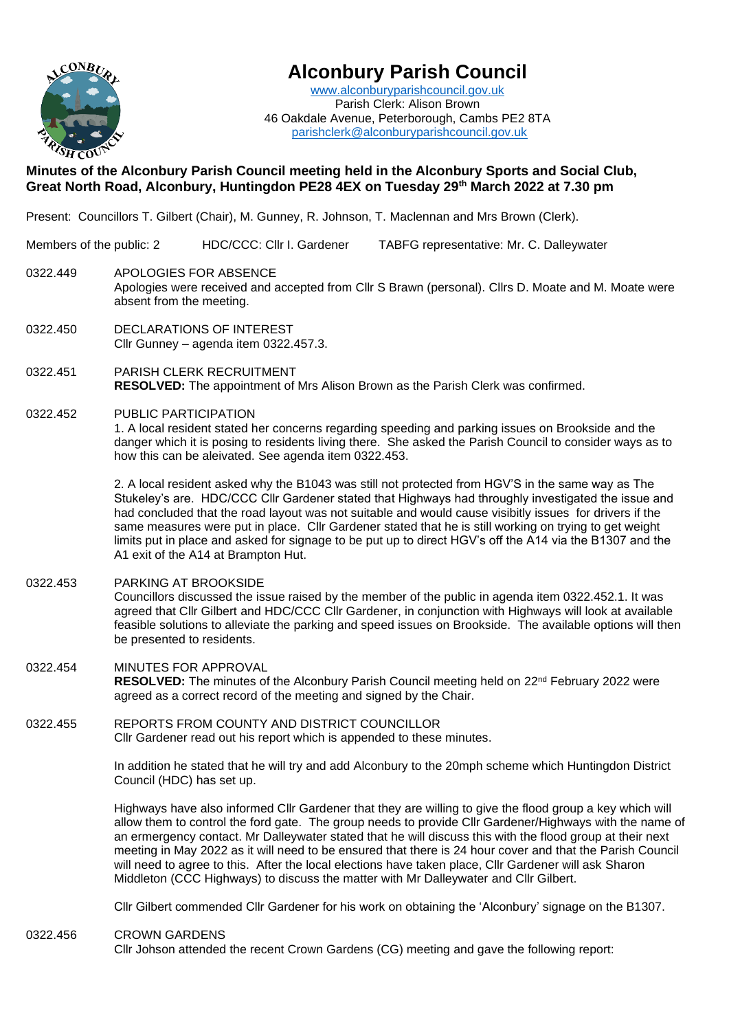# Alconbury Parish Council

www.alconburyparishcouncil.gov.uk
Parish Clerk: Alison Brown
46 Oakdale Avenue, Peterborough, Cambs PE2 8TA
parishclerk@alconburyparishcouncil.gov.uk

**Minutes of the Alconbury Parish Council meeting held in the Alconbury Sports and Social Club, Great North Road, Alconbury, Huntingdon PE28 4EX on Tuesday 29th March 2022 at 7.30 pm**

Present: Councillors T. Gilbert (Chair), M. Gunney, R. Johnson, T. Maclennan and Mrs Brown (Clerk).

Members of the public: 2 HDC/CCC: Cllr I. Gardener TABFG representative: Mr. C. Dalleywater

0322.449 APOLOGIES FOR ABSENCE
Apologies were received and accepted from Cllr S Brawn (personal). Cllrs D. Moate and M. Moate were absent from the meeting.

0322.450 DECLARATIONS OF INTEREST
Cllr Gunney – agenda item 0322.457.3.

0322.451 PARISH CLERK RECRUITMENT
**RESOLVED:** The appointment of Mrs Alison Brown as the Parish Clerk was confirmed.

0322.452 PUBLIC PARTICIPATION
1. A local resident stated her concerns regarding speeding and parking issues on Brookside and the danger which it is posing to residents living there. She asked the Parish Council to consider ways as to how this can be aleivated. See agenda item 0322.453.

2. A local resident asked why the B1043 was still not protected from HGV'S in the same way as The Stukeley's are. HDC/CCC Cllr Gardener stated that Highways had throughly investigated the issue and had concluded that the road layout was not suitable and would cause visibitly issues for drivers if the same measures were put in place. Cllr Gardener stated that he is still working on trying to get weight limits put in place and asked for signage to be put up to direct HGV's off the A14 via the B1307 and the A1 exit of the A14 at Brampton Hut.

0322.453 PARKING AT BROOKSIDE
Councillors discussed the issue raised by the member of the public in agenda item 0322.452.1. It was agreed that Cllr Gilbert and HDC/CCC Cllr Gardener, in conjunction with Highways will look at available feasible solutions to alleviate the parking and speed issues on Brookside. The available options will then be presented to residents.

0322.454 MINUTES FOR APPROVAL
**RESOLVED:** The minutes of the Alconbury Parish Council meeting held on 22nd February 2022 were agreed as a correct record of the meeting and signed by the Chair.

0322.455 REPORTS FROM COUNTY AND DISTRICT COUNCILLOR
Cllr Gardener read out his report which is appended to these minutes.

In addition he stated that he will try and add Alconbury to the 20mph scheme which Huntingdon District Council (HDC) has set up.

Highways have also informed Cllr Gardener that they are willing to give the flood group a key which will allow them to control the ford gate. The group needs to provide Cllr Gardener/Highways with the name of an ermergency contact. Mr Dalleywater stated that he will discuss this with the flood group at their next meeting in May 2022 as it will need to be ensured that there is 24 hour cover and that the Parish Council will need to agree to this. After the local elections have taken place, Cllr Gardener will ask Sharon Middleton (CCC Highways) to discuss the matter with Mr Dalleywater and Cllr Gilbert.

Cllr Gilbert commended Cllr Gardener for his work on obtaining the 'Alconbury' signage on the B1307.

0322.456 CROWN GARDENS
Cllr Johson attended the recent Crown Gardens (CG) meeting and gave the following report: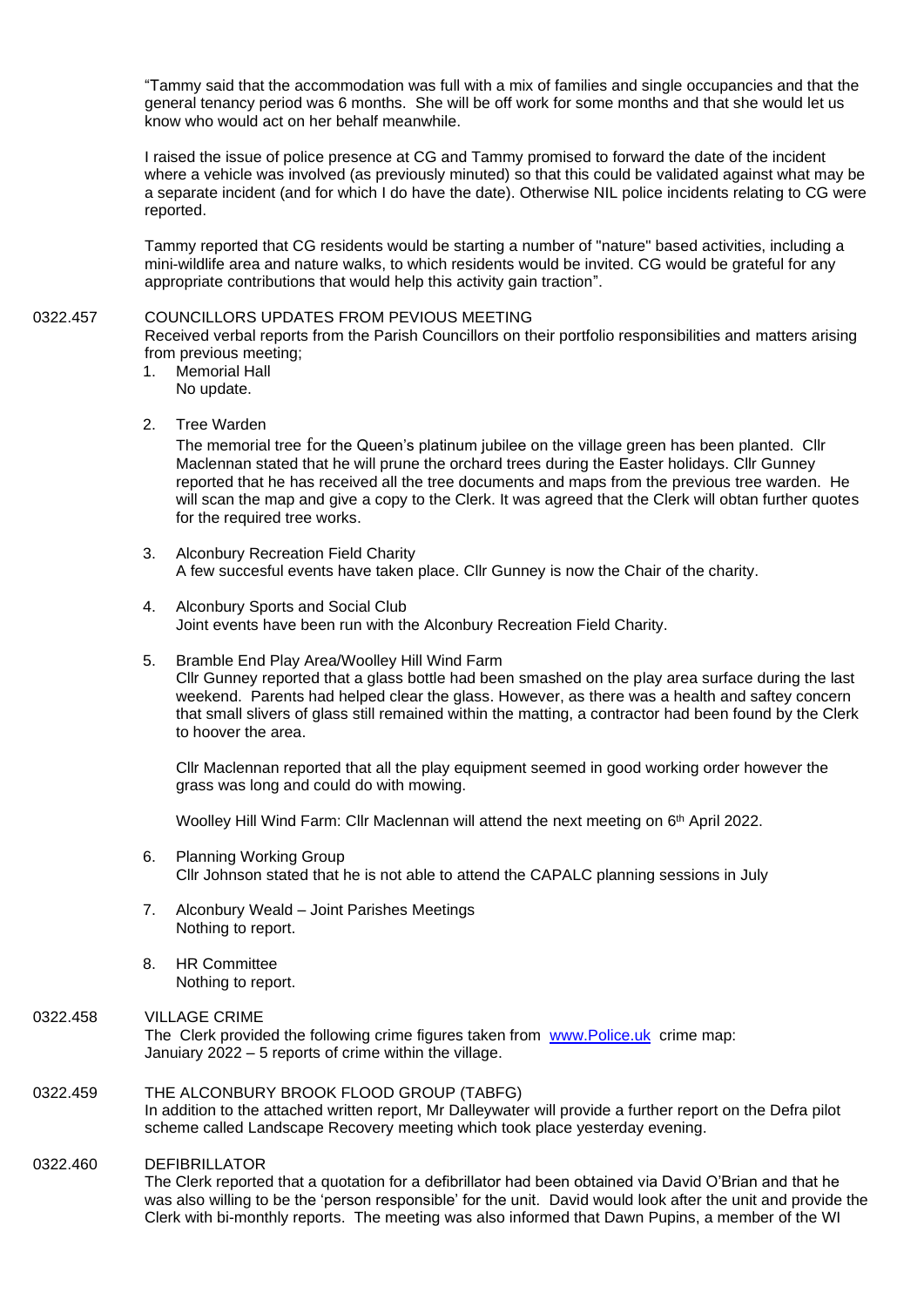"Tammy said that the accommodation was full with a mix of families and single occupancies and that the general tenancy period was 6 months. She will be off work for some months and that she would let us know who would act on her behalf meanwhile.

I raised the issue of police presence at CG and Tammy promised to forward the date of the incident where a vehicle was involved (as previously minuted) so that this could be validated against what may be a separate incident (and for which I do have the date). Otherwise NIL police incidents relating to CG were reported.

Tammy reported that CG residents would be starting a number of "nature" based activities, including a mini-wildlife area and nature walks, to which residents would be invited. CG would be grateful for any appropriate contributions that would help this activity gain traction".

0322.457 COUNCILLORS UPDATES FROM PEVIOUS MEETING

Received verbal reports from the Parish Councillors on their portfolio responsibilities and matters arising from previous meeting;

1. Memorial Hall
   No update.

2. Tree Warden
   The memorial tree for the Queen's platinum jubilee on the village green has been planted. Cllr Maclennan stated that he will prune the orchard trees during the Easter holidays. Cllr Gunney reported that he has received all the tree documents and maps from the previous tree warden. He will scan the map and give a copy to the Clerk. It was agreed that the Clerk will obtan further quotes for the required tree works.

3. Alconbury Recreation Field Charity
   A few succesful events have taken place. Cllr Gunney is now the Chair of the charity.

4. Alconbury Sports and Social Club
   Joint events have been run with the Alconbury Recreation Field Charity.

5. Bramble End Play Area/Woolley Hill Wind Farm
   Cllr Gunney reported that a glass bottle had been smashed on the play area surface during the last weekend. Parents had helped clear the glass. However, as there was a health and saftey concern that small slivers of glass still remained within the matting, a contractor had been found by the Clerk to hoover the area.

   Cllr Maclennan reported that all the play equipment seemed in good working order however the grass was long and could do with mowing.

   Woolley Hill Wind Farm: Cllr Maclennan will attend the next meeting on 6th April 2022.

6. Planning Working Group
   Cllr Johnson stated that he is not able to attend the CAPALC planning sessions in July

7. Alconbury Weald – Joint Parishes Meetings
   Nothing to report.

8. HR Committee
   Nothing to report.

0322.458 VILLAGE CRIME

The Clerk provided the following crime figures taken from www.Police.uk crime map:
Januiary 2022 – 5 reports of crime within the village.

0322.459 THE ALCONBURY BROOK FLOOD GROUP (TABFG)

In addition to the attached written report, Mr Dalleywater will provide a further report on the Defra pilot scheme called Landscape Recovery meeting which took place yesterday evening.

0322.460 DEFIBRILLATOR

The Clerk reported that a quotation for a defibrillator had been obtained via David O'Brian and that he was also willing to be the 'person responsible' for the unit. David would look after the unit and provide the Clerk with bi-monthly reports. The meeting was also informed that Dawn Pupins, a member of the WI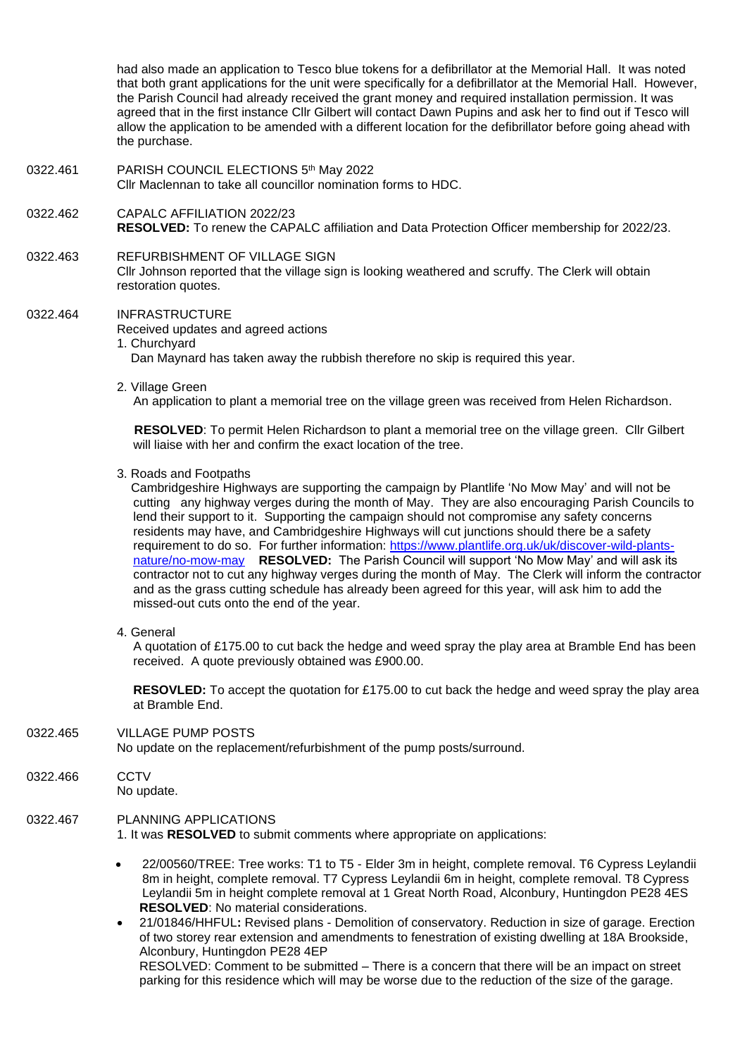had also made an application to Tesco blue tokens for a defibrillator at the Memorial Hall. It was noted that both grant applications for the unit were specifically for a defibrillator at the Memorial Hall. However, the Parish Council had already received the grant money and required installation permission. It was agreed that in the first instance Cllr Gilbert will contact Dawn Pupins and ask her to find out if Tesco will allow the application to be amended with a different location for the defibrillator before going ahead with the purchase.

0322.461 PARISH COUNCIL ELECTIONS 5th May 2022
Cllr Maclennan to take all councillor nomination forms to HDC.

0322.462 CAPALC AFFILIATION 2022/23
**RESOLVED:** To renew the CAPALC affiliation and Data Protection Officer membership for 2022/23.

0322.463 REFURBISHMENT OF VILLAGE SIGN
Cllr Johnson reported that the village sign is looking weathered and scruffy. The Clerk will obtain restoration quotes.

0322.464 INFRASTRUCTURE
Received updates and agreed actions

1. Churchyard
   Dan Maynard has taken away the rubbish therefore no skip is required this year.

2. Village Green
   An application to plant a memorial tree on the village green was received from Helen Richardson.

   **RESOLVED**: To permit Helen Richardson to plant a memorial tree on the village green. Cllr Gilbert will liaise with her and confirm the exact location of the tree.

3. Roads and Footpaths
   Cambridgeshire Highways are supporting the campaign by Plantlife 'No Mow May' and will not be cutting any highway verges during the month of May. They are also encouraging Parish Councils to lend their support to it. Supporting the campaign should not compromise any safety concerns residents may have, and Cambridgeshire Highways will cut junctions should there be a safety requirement to do so. For further information: https://www.plantlife.org.uk/uk/discover-wild-plants-nature/no-mow-may **RESOLVED:** The Parish Council will support 'No Mow May' and will ask its contractor not to cut any highway verges during the month of May. The Clerk will inform the contractor and as the grass cutting schedule has already been agreed for this year, will ask him to add the missed-out cuts onto the end of the year.

4. General
   A quotation of £175.00 to cut back the hedge and weed spray the play area at Bramble End has been received. A quote previously obtained was £900.00.

   **RESOVLED:** To accept the quotation for £175.00 to cut back the hedge and weed spray the play area at Bramble End.

0322.465 VILLAGE PUMP POSTS
No update on the replacement/refurbishment of the pump posts/surround.

0322.466 CCTV
No update.

0322.467 PLANNING APPLICATIONS
1. It was **RESOLVED** to submit comments where appropriate on applications:

- 22/00560/TREE: Tree works: T1 to T5 - Elder 3m in height, complete removal. T6 Cypress Leylandii 8m in height, complete removal. T7 Cypress Leylandii 6m in height, complete removal. T8 Cypress Leylandii 5m in height complete removal at 1 Great North Road, Alconbury, Huntingdon PE28 4ES
  **RESOLVED**: No material considerations.
- 21/01846/HHFUL**:** Revised plans - Demolition of conservatory. Reduction in size of garage. Erection of two storey rear extension and amendments to fenestration of existing dwelling at 18A Brookside, Alconbury, Huntingdon PE28 4EP
  RESOLVED: Comment to be submitted – There is a concern that there will be an impact on street parking for this residence which will may be worse due to the reduction of the size of the garage.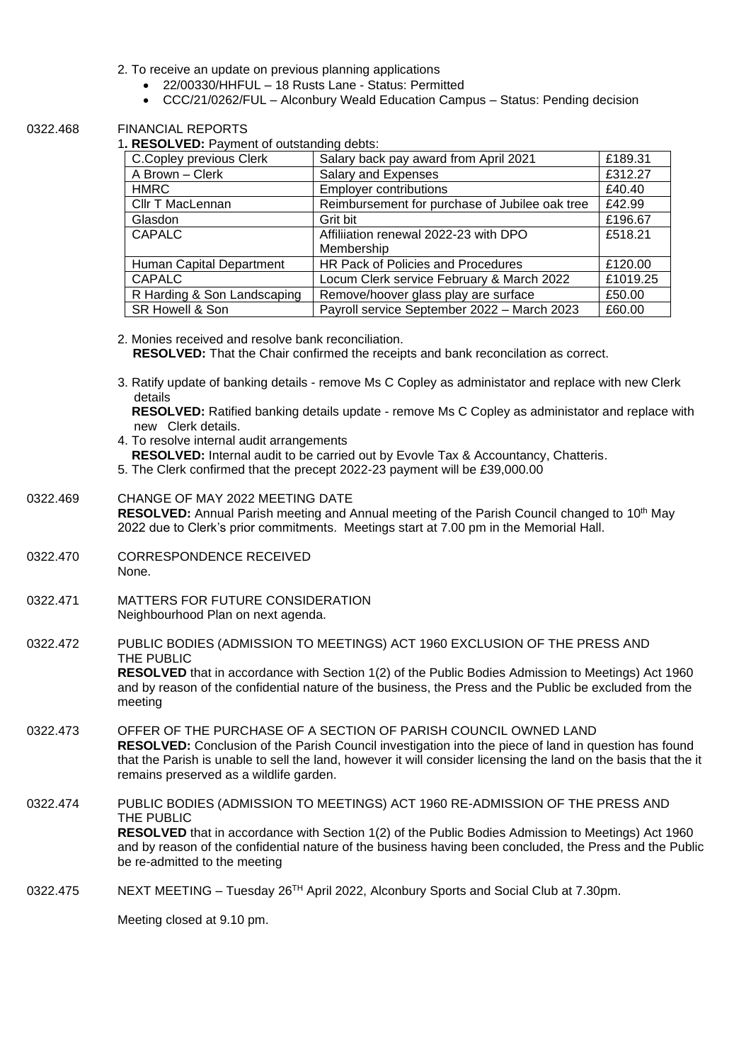2. To receive an update on previous planning applications
   - 22/00330/HHFUL – 18 Rusts Lane - Status: Permitted
   - CCC/21/0262/FUL – Alconbury Weald Education Campus – Status: Pending decision

0322.468 FINANCIAL REPORTS

1. **RESOLVED:** Payment of outstanding debts:

| | | |
|---|---|---|
| C.Copley previous Clerk | Salary back pay award from April 2021 | £189.31 |
| A Brown – Clerk | Salary and Expenses | £312.27 |
| HMRC | Employer contributions | £40.40 |
| Cllr T MacLennan | Reimbursement for purchase of Jubilee oak tree | £42.99 |
| Glasdon | Grit bit | £196.67 |
| CAPALC | Affiliiation renewal 2022-23 with DPO Membership | £518.21 |
| Human Capital Department | HR Pack of Policies and Procedures | £120.00 |
| CAPALC | Locum Clerk service February & March 2022 | £1019.25 |
| R Harding & Son Landscaping | Remove/hoover glass play are surface | £50.00 |
| SR Howell & Son | Payroll service September 2022 – March 2023 | £60.00 |

2. Monies received and resolve bank reconciliation.
   **RESOLVED:** That the Chair confirmed the receipts and bank reconcilation as correct.

3. Ratify update of banking details - remove Ms C Copley as administator and replace with new Clerk details
   **RESOLVED:** Ratified banking details update - remove Ms C Copley as administator and replace with new Clerk details.

4. To resolve internal audit arrangements
   **RESOLVED:** Internal audit to be carried out by Evovle Tax & Accountancy, Chatteris.

5. The Clerk confirmed that the precept 2022-23 payment will be £39,000.00

0322.469 CHANGE OF MAY 2022 MEETING DATE

**RESOLVED:** Annual Parish meeting and Annual meeting of the Parish Council changed to 10th May 2022 due to Clerk's prior commitments. Meetings start at 7.00 pm in the Memorial Hall.

0322.470 CORRESPONDENCE RECEIVED

None.

0322.471 MATTERS FOR FUTURE CONSIDERATION

Neighbourhood Plan on next agenda.

0322.472 PUBLIC BODIES (ADMISSION TO MEETINGS) ACT 1960 EXCLUSION OF THE PRESS AND THE PUBLIC

**RESOLVED** that in accordance with Section 1(2) of the Public Bodies Admission to Meetings) Act 1960 and by reason of the confidential nature of the business, the Press and the Public be excluded from the meeting

0322.473 OFFER OF THE PURCHASE OF A SECTION OF PARISH COUNCIL OWNED LAND

**RESOLVED:** Conclusion of the Parish Council investigation into the piece of land in question has found that the Parish is unable to sell the land, however it will consider licensing the land on the basis that the it remains preserved as a wildlife garden.

0322.474 PUBLIC BODIES (ADMISSION TO MEETINGS) ACT 1960 RE-ADMISSION OF THE PRESS AND THE PUBLIC

**RESOLVED** that in accordance with Section 1(2) of the Public Bodies Admission to Meetings) Act 1960 and by reason of the confidential nature of the business having been concluded, the Press and the Public be re-admitted to the meeting

0322.475 NEXT MEETING – Tuesday 26TH April 2022, Alconbury Sports and Social Club at 7.30pm.

Meeting closed at 9.10 pm.